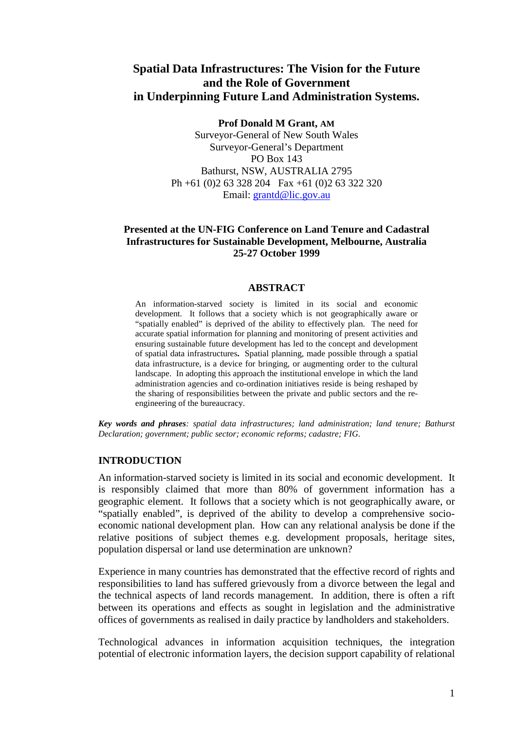# Spatial Data Infrastructures: The Vision for the Future and the Role of Government in Underpinning Future Land Administration Systems.

**Prof Donald M Grant, AM**
Surveyor-General of New South Wales
Surveyor-General's Department
PO Box 143
Bathurst, NSW, AUSTRALIA 2795
Ph +61 (0)2 63 328 204 Fax +61 (0)2 63 322 320
Email: grantd@lic.gov.au

**Presented at the UN-FIG Conference on Land Tenure and Cadastral Infrastructures for Sustainable Development, Melbourne, Australia 25-27 October 1999**

## ABSTRACT

An information-starved society is limited in its social and economic development. It follows that a society which is not geographically aware or "spatially enabled" is deprived of the ability to effectively plan. The need for accurate spatial information for planning and monitoring of present activities and ensuring sustainable future development has led to the concept and development of spatial data infrastructures**.** Spatial planning, made possible through a spatial data infrastructure, is a device for bringing, or augmenting order to the cultural landscape. In adopting this approach the institutional envelope in which the land administration agencies and co-ordination initiatives reside is being reshaped by the sharing of responsibilities between the private and public sectors and the re-engineering of the bureaucracy.

***Key words and phrases****: spatial data infrastructures; land administration; land tenure; Bathurst Declaration; government; public sector; economic reforms; cadastre; FIG.*

## INTRODUCTION

An information-starved society is limited in its social and economic development. It is responsibly claimed that more than 80% of government information has a geographic element. It follows that a society which is not geographically aware, or "spatially enabled", is deprived of the ability to develop a comprehensive socio-economic national development plan. How can any relational analysis be done if the relative positions of subject themes e.g. development proposals, heritage sites, population dispersal or land use determination are unknown?

Experience in many countries has demonstrated that the effective record of rights and responsibilities to land has suffered grievously from a divorce between the legal and the technical aspects of land records management. In addition, there is often a rift between its operations and effects as sought in legislation and the administrative offices of governments as realised in daily practice by landholders and stakeholders.

Technological advances in information acquisition techniques, the integration potential of electronic information layers, the decision support capability of relational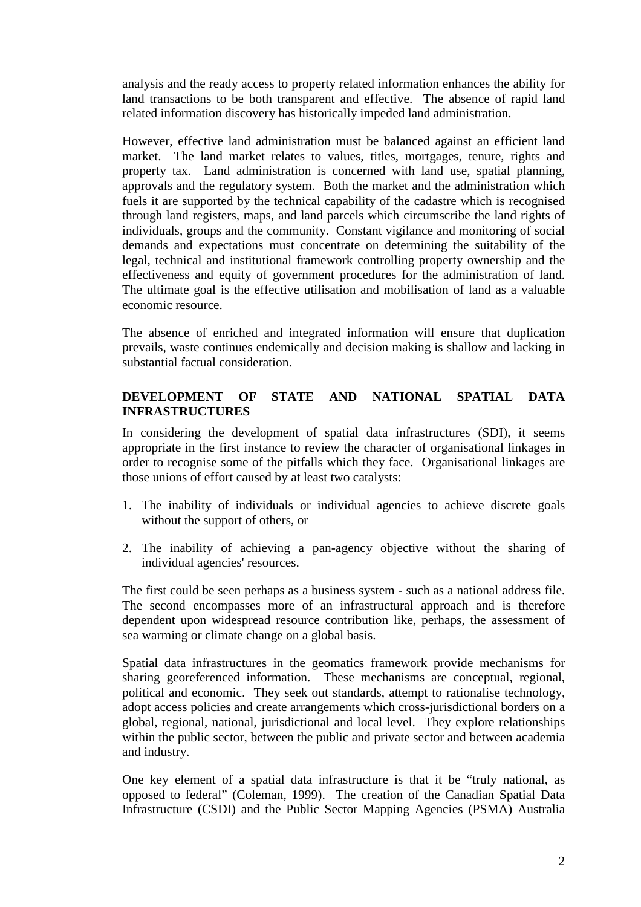analysis and the ready access to property related information enhances the ability for land transactions to be both transparent and effective. The absence of rapid land related information discovery has historically impeded land administration.

However, effective land administration must be balanced against an efficient land market. The land market relates to values, titles, mortgages, tenure, rights and property tax. Land administration is concerned with land use, spatial planning, approvals and the regulatory system. Both the market and the administration which fuels it are supported by the technical capability of the cadastre which is recognised through land registers, maps, and land parcels which circumscribe the land rights of individuals, groups and the community. Constant vigilance and monitoring of social demands and expectations must concentrate on determining the suitability of the legal, technical and institutional framework controlling property ownership and the effectiveness and equity of government procedures for the administration of land. The ultimate goal is the effective utilisation and mobilisation of land as a valuable economic resource.

The absence of enriched and integrated information will ensure that duplication prevails, waste continues endemically and decision making is shallow and lacking in substantial factual consideration.

## DEVELOPMENT OF STATE AND NATIONAL SPATIAL DATA INFRASTRUCTURES

In considering the development of spatial data infrastructures (SDI), it seems appropriate in the first instance to review the character of organisational linkages in order to recognise some of the pitfalls which they face. Organisational linkages are those unions of effort caused by at least two catalysts:

1. The inability of individuals or individual agencies to achieve discrete goals without the support of others, or

2. The inability of achieving a pan-agency objective without the sharing of individual agencies' resources.

The first could be seen perhaps as a business system - such as a national address file. The second encompasses more of an infrastructural approach and is therefore dependent upon widespread resource contribution like, perhaps, the assessment of sea warming or climate change on a global basis.

Spatial data infrastructures in the geomatics framework provide mechanisms for sharing georeferenced information. These mechanisms are conceptual, regional, political and economic. They seek out standards, attempt to rationalise technology, adopt access policies and create arrangements which cross-jurisdictional borders on a global, regional, national, jurisdictional and local level. They explore relationships within the public sector, between the public and private sector and between academia and industry.

One key element of a spatial data infrastructure is that it be "truly national, as opposed to federal" (Coleman, 1999). The creation of the Canadian Spatial Data Infrastructure (CSDI) and the Public Sector Mapping Agencies (PSMA) Australia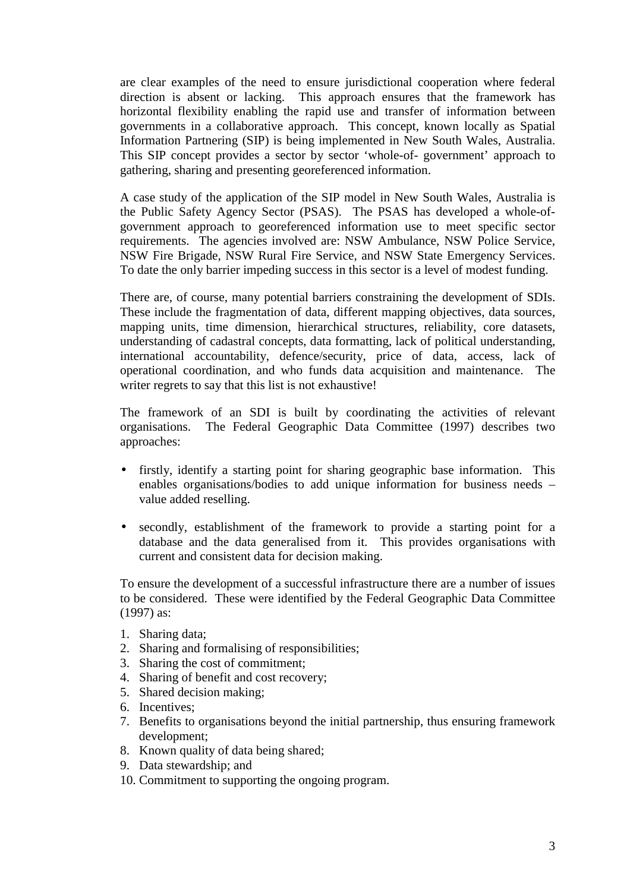are clear examples of the need to ensure jurisdictional cooperation where federal direction is absent or lacking. This approach ensures that the framework has horizontal flexibility enabling the rapid use and transfer of information between governments in a collaborative approach. This concept, known locally as Spatial Information Partnering (SIP) is being implemented in New South Wales, Australia. This SIP concept provides a sector by sector 'whole-of- government' approach to gathering, sharing and presenting georeferenced information.

A case study of the application of the SIP model in New South Wales, Australia is the Public Safety Agency Sector (PSAS). The PSAS has developed a whole-of-government approach to georeferenced information use to meet specific sector requirements. The agencies involved are: NSW Ambulance, NSW Police Service, NSW Fire Brigade, NSW Rural Fire Service, and NSW State Emergency Services. To date the only barrier impeding success in this sector is a level of modest funding.

There are, of course, many potential barriers constraining the development of SDIs. These include the fragmentation of data, different mapping objectives, data sources, mapping units, time dimension, hierarchical structures, reliability, core datasets, understanding of cadastral concepts, data formatting, lack of political understanding, international accountability, defence/security, price of data, access, lack of operational coordination, and who funds data acquisition and maintenance. The writer regrets to say that this list is not exhaustive!

The framework of an SDI is built by coordinating the activities of relevant organisations. The Federal Geographic Data Committee (1997) describes two approaches:

- firstly, identify a starting point for sharing geographic base information. This enables organisations/bodies to add unique information for business needs – value added reselling.
- secondly, establishment of the framework to provide a starting point for a database and the data generalised from it. This provides organisations with current and consistent data for decision making.

To ensure the development of a successful infrastructure there are a number of issues to be considered. These were identified by the Federal Geographic Data Committee (1997) as:

1. Sharing data;
2. Sharing and formalising of responsibilities;
3. Sharing the cost of commitment;
4. Sharing of benefit and cost recovery;
5. Shared decision making;
6. Incentives;
7. Benefits to organisations beyond the initial partnership, thus ensuring framework development;
8. Known quality of data being shared;
9. Data stewardship; and
10. Commitment to supporting the ongoing program.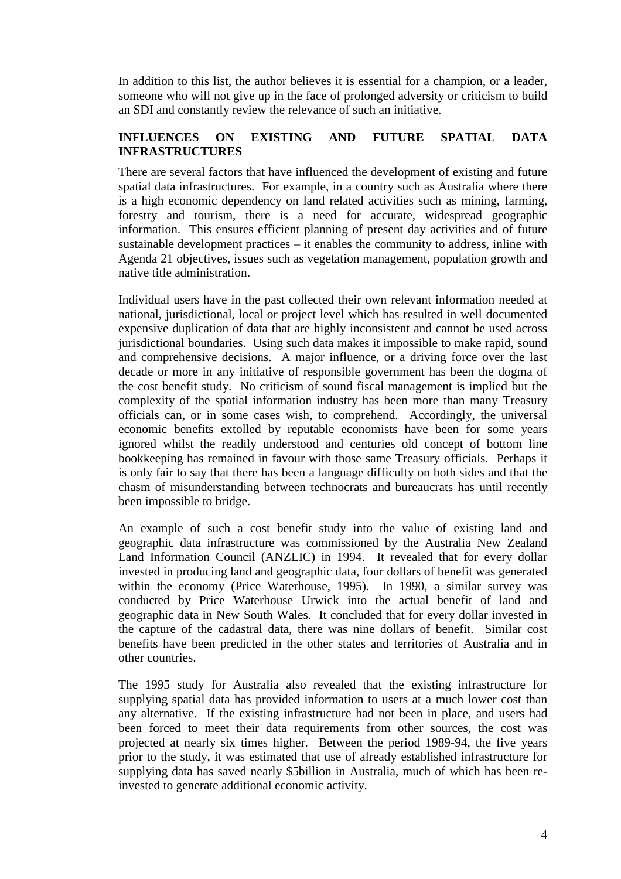In addition to this list, the author believes it is essential for a champion, or a leader, someone who will not give up in the face of prolonged adversity or criticism to build an SDI and constantly review the relevance of such an initiative.

## INFLUENCES ON EXISTING AND FUTURE SPATIAL DATA INFRASTRUCTURES

There are several factors that have influenced the development of existing and future spatial data infrastructures. For example, in a country such as Australia where there is a high economic dependency on land related activities such as mining, farming, forestry and tourism, there is a need for accurate, widespread geographic information. This ensures efficient planning of present day activities and of future sustainable development practices – it enables the community to address, inline with Agenda 21 objectives, issues such as vegetation management, population growth and native title administration.

Individual users have in the past collected their own relevant information needed at national, jurisdictional, local or project level which has resulted in well documented expensive duplication of data that are highly inconsistent and cannot be used across jurisdictional boundaries. Using such data makes it impossible to make rapid, sound and comprehensive decisions. A major influence, or a driving force over the last decade or more in any initiative of responsible government has been the dogma of the cost benefit study. No criticism of sound fiscal management is implied but the complexity of the spatial information industry has been more than many Treasury officials can, or in some cases wish, to comprehend. Accordingly, the universal economic benefits extolled by reputable economists have been for some years ignored whilst the readily understood and centuries old concept of bottom line bookkeeping has remained in favour with those same Treasury officials. Perhaps it is only fair to say that there has been a language difficulty on both sides and that the chasm of misunderstanding between technocrats and bureaucrats has until recently been impossible to bridge.

An example of such a cost benefit study into the value of existing land and geographic data infrastructure was commissioned by the Australia New Zealand Land Information Council (ANZLIC) in 1994. It revealed that for every dollar invested in producing land and geographic data, four dollars of benefit was generated within the economy (Price Waterhouse, 1995). In 1990, a similar survey was conducted by Price Waterhouse Urwick into the actual benefit of land and geographic data in New South Wales. It concluded that for every dollar invested in the capture of the cadastral data, there was nine dollars of benefit. Similar cost benefits have been predicted in the other states and territories of Australia and in other countries.

The 1995 study for Australia also revealed that the existing infrastructure for supplying spatial data has provided information to users at a much lower cost than any alternative. If the existing infrastructure had not been in place, and users had been forced to meet their data requirements from other sources, the cost was projected at nearly six times higher. Between the period 1989-94, the five years prior to the study, it was estimated that use of already established infrastructure for supplying data has saved nearly $5billion in Australia, much of which has been re-invested to generate additional economic activity.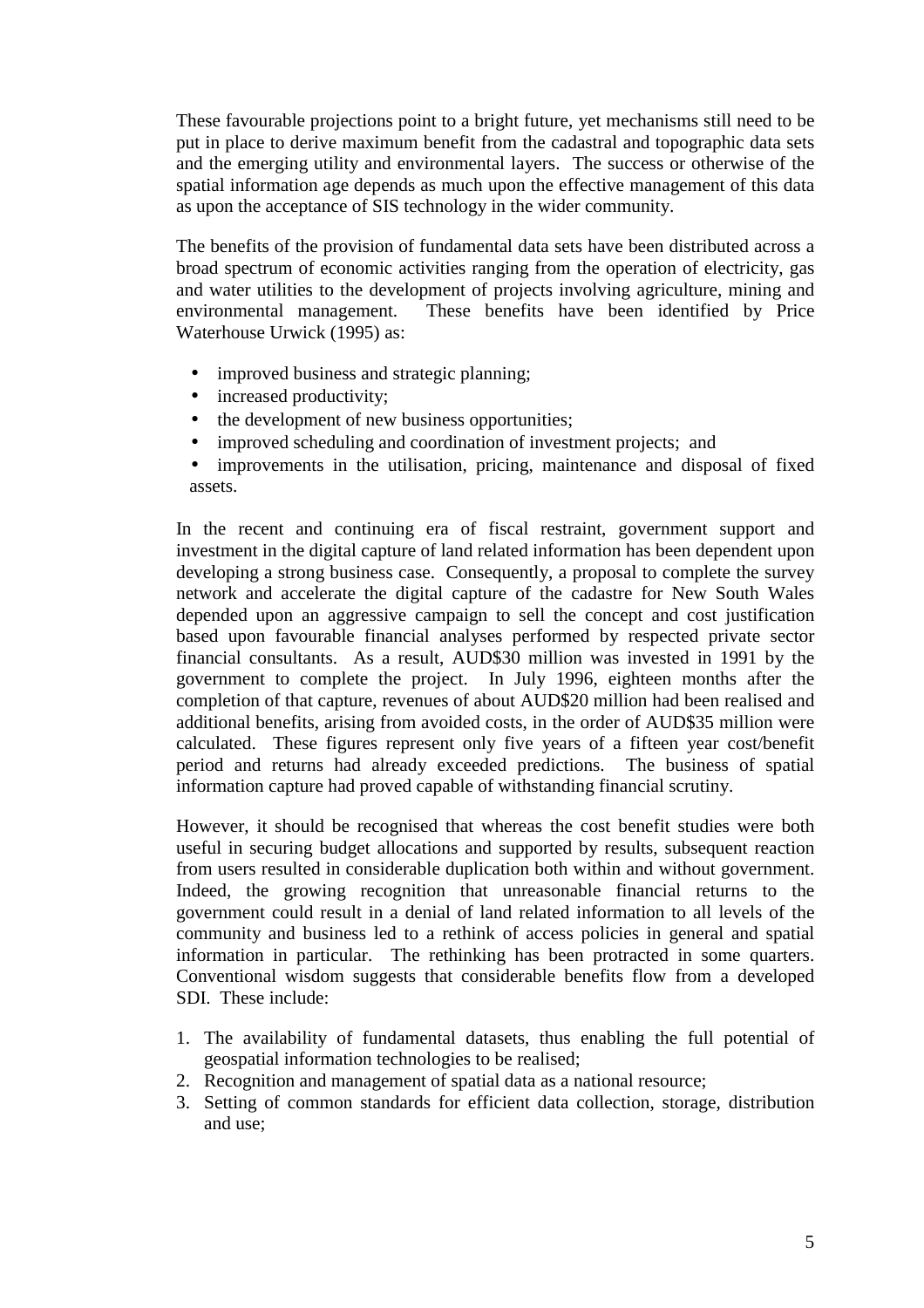These favourable projections point to a bright future, yet mechanisms still need to be put in place to derive maximum benefit from the cadastral and topographic data sets and the emerging utility and environmental layers. The success or otherwise of the spatial information age depends as much upon the effective management of this data as upon the acceptance of SIS technology in the wider community.

The benefits of the provision of fundamental data sets have been distributed across a broad spectrum of economic activities ranging from the operation of electricity, gas and water utilities to the development of projects involving agriculture, mining and environmental management. These benefits have been identified by Price Waterhouse Urwick (1995) as:

- improved business and strategic planning;
- increased productivity;
- the development of new business opportunities;
- improved scheduling and coordination of investment projects; and
- improvements in the utilisation, pricing, maintenance and disposal of fixed assets.

In the recent and continuing era of fiscal restraint, government support and investment in the digital capture of land related information has been dependent upon developing a strong business case. Consequently, a proposal to complete the survey network and accelerate the digital capture of the cadastre for New South Wales depended upon an aggressive campaign to sell the concept and cost justification based upon favourable financial analyses performed by respected private sector financial consultants. As a result, AUD$30 million was invested in 1991 by the government to complete the project. In July 1996, eighteen months after the completion of that capture, revenues of about AUD$20 million had been realised and additional benefits, arising from avoided costs, in the order of AUD$35 million were calculated. These figures represent only five years of a fifteen year cost/benefit period and returns had already exceeded predictions. The business of spatial information capture had proved capable of withstanding financial scrutiny.

However, it should be recognised that whereas the cost benefit studies were both useful in securing budget allocations and supported by results, subsequent reaction from users resulted in considerable duplication both within and without government. Indeed, the growing recognition that unreasonable financial returns to the government could result in a denial of land related information to all levels of the community and business led to a rethink of access policies in general and spatial information in particular. The rethinking has been protracted in some quarters. Conventional wisdom suggests that considerable benefits flow from a developed SDI. These include:

1. The availability of fundamental datasets, thus enabling the full potential of geospatial information technologies to be realised;
2. Recognition and management of spatial data as a national resource;
3. Setting of common standards for efficient data collection, storage, distribution and use;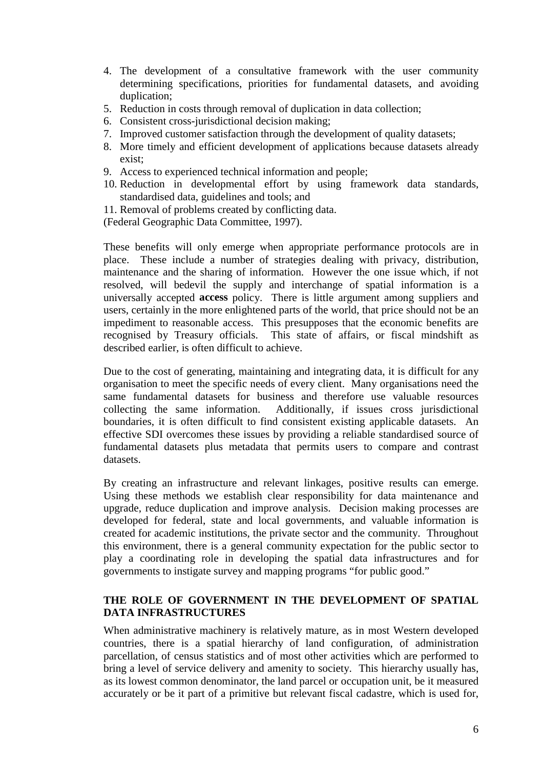4. The development of a consultative framework with the user community determining specifications, priorities for fundamental datasets, and avoiding duplication;
5. Reduction in costs through removal of duplication in data collection;
6. Consistent cross-jurisdictional decision making;
7. Improved customer satisfaction through the development of quality datasets;
8. More timely and efficient development of applications because datasets already exist;
9. Access to experienced technical information and people;
10. Reduction in developmental effort by using framework data standards, standardised data, guidelines and tools; and
11. Removal of problems created by conflicting data.

(Federal Geographic Data Committee, 1997).

These benefits will only emerge when appropriate performance protocols are in place. These include a number of strategies dealing with privacy, distribution, maintenance and the sharing of information. However the one issue which, if not resolved, will bedevil the supply and interchange of spatial information is a universally accepted **access** policy. There is little argument among suppliers and users, certainly in the more enlightened parts of the world, that price should not be an impediment to reasonable access. This presupposes that the economic benefits are recognised by Treasury officials. This state of affairs, or fiscal mindshift as described earlier, is often difficult to achieve.

Due to the cost of generating, maintaining and integrating data, it is difficult for any organisation to meet the specific needs of every client. Many organisations need the same fundamental datasets for business and therefore use valuable resources collecting the same information. Additionally, if issues cross jurisdictional boundaries, it is often difficult to find consistent existing applicable datasets. An effective SDI overcomes these issues by providing a reliable standardised source of fundamental datasets plus metadata that permits users to compare and contrast datasets.

By creating an infrastructure and relevant linkages, positive results can emerge. Using these methods we establish clear responsibility for data maintenance and upgrade, reduce duplication and improve analysis. Decision making processes are developed for federal, state and local governments, and valuable information is created for academic institutions, the private sector and the community. Throughout this environment, there is a general community expectation for the public sector to play a coordinating role in developing the spatial data infrastructures and for governments to instigate survey and mapping programs "for public good."

## THE ROLE OF GOVERNMENT IN THE DEVELOPMENT OF SPATIAL DATA INFRASTRUCTURES

When administrative machinery is relatively mature, as in most Western developed countries, there is a spatial hierarchy of land configuration, of administration parcellation, of census statistics and of most other activities which are performed to bring a level of service delivery and amenity to society. This hierarchy usually has, as its lowest common denominator, the land parcel or occupation unit, be it measured accurately or be it part of a primitive but relevant fiscal cadastre, which is used for,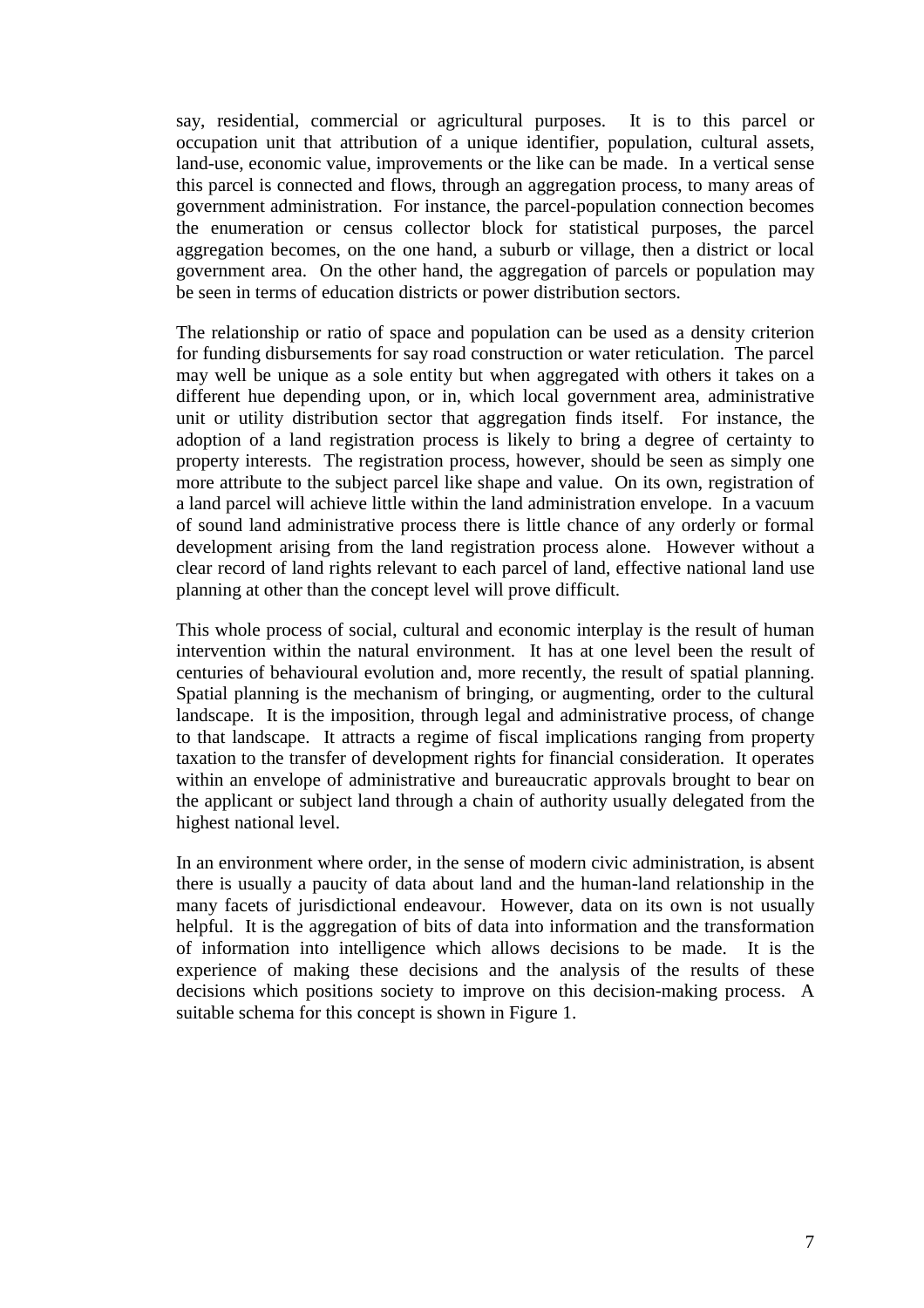say, residential, commercial or agricultural purposes. It is to this parcel or occupation unit that attribution of a unique identifier, population, cultural assets, land-use, economic value, improvements or the like can be made. In a vertical sense this parcel is connected and flows, through an aggregation process, to many areas of government administration. For instance, the parcel-population connection becomes the enumeration or census collector block for statistical purposes, the parcel aggregation becomes, on the one hand, a suburb or village, then a district or local government area. On the other hand, the aggregation of parcels or population may be seen in terms of education districts or power distribution sectors.

The relationship or ratio of space and population can be used as a density criterion for funding disbursements for say road construction or water reticulation. The parcel may well be unique as a sole entity but when aggregated with others it takes on a different hue depending upon, or in, which local government area, administrative unit or utility distribution sector that aggregation finds itself. For instance, the adoption of a land registration process is likely to bring a degree of certainty to property interests. The registration process, however, should be seen as simply one more attribute to the subject parcel like shape and value. On its own, registration of a land parcel will achieve little within the land administration envelope. In a vacuum of sound land administrative process there is little chance of any orderly or formal development arising from the land registration process alone. However without a clear record of land rights relevant to each parcel of land, effective national land use planning at other than the concept level will prove difficult.

This whole process of social, cultural and economic interplay is the result of human intervention within the natural environment. It has at one level been the result of centuries of behavioural evolution and, more recently, the result of spatial planning. Spatial planning is the mechanism of bringing, or augmenting, order to the cultural landscape. It is the imposition, through legal and administrative process, of change to that landscape. It attracts a regime of fiscal implications ranging from property taxation to the transfer of development rights for financial consideration. It operates within an envelope of administrative and bureaucratic approvals brought to bear on the applicant or subject land through a chain of authority usually delegated from the highest national level.

In an environment where order, in the sense of modern civic administration, is absent there is usually a paucity of data about land and the human-land relationship in the many facets of jurisdictional endeavour. However, data on its own is not usually helpful. It is the aggregation of bits of data into information and the transformation of information into intelligence which allows decisions to be made. It is the experience of making these decisions and the analysis of the results of these decisions which positions society to improve on this decision-making process. A suitable schema for this concept is shown in Figure 1.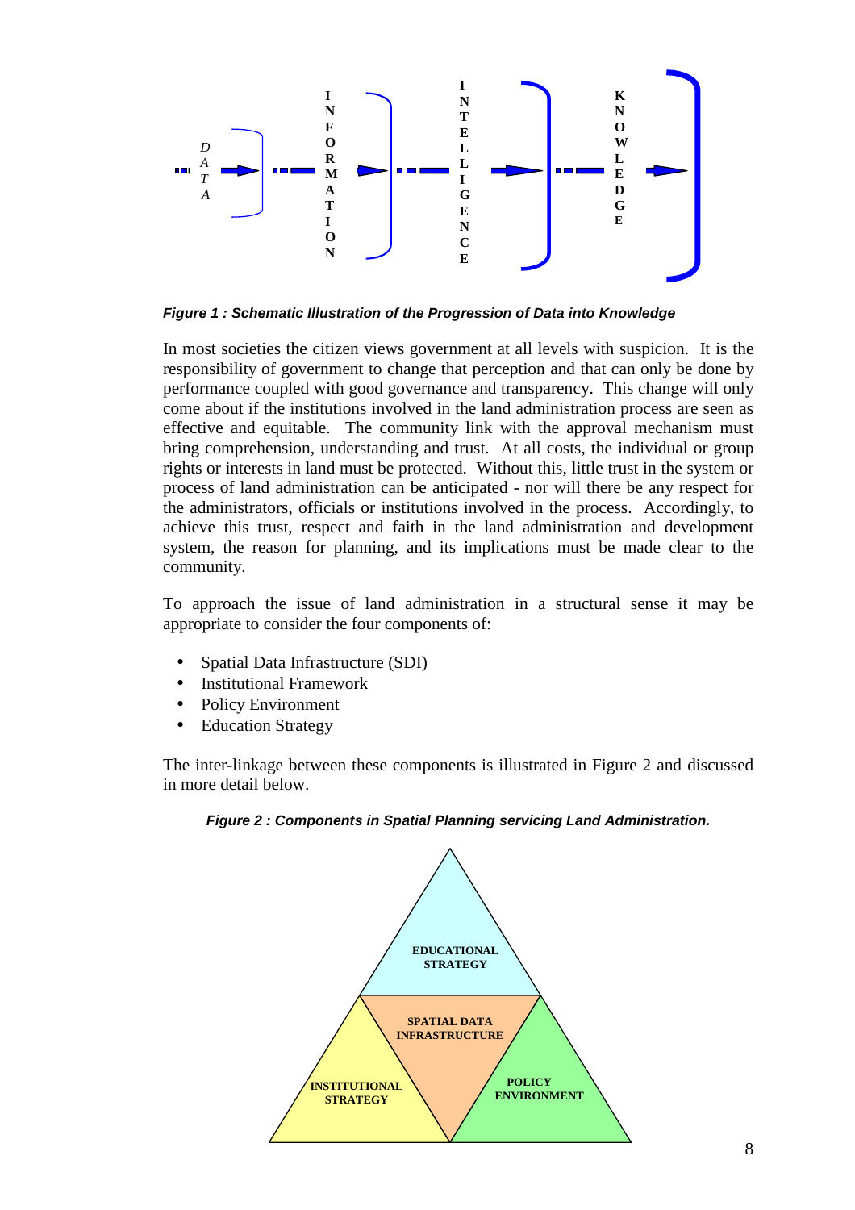DATA → INFORMATION → INTELLIGENCE → KNOWLEDGE

***Figure 1 : Schematic Illustration of the Progression of Data into Knowledge***

In most societies the citizen views government at all levels with suspicion. It is the responsibility of government to change that perception and that can only be done by performance coupled with good governance and transparency. This change will only come about if the institutions involved in the land administration process are seen as effective and equitable. The community link with the approval mechanism must bring comprehension, understanding and trust. At all costs, the individual or group rights or interests in land must be protected. Without this, little trust in the system or process of land administration can be anticipated - nor will there be any respect for the administrators, officials or institutions involved in the process. Accordingly, to achieve this trust, respect and faith in the land administration and development system, the reason for planning, and its implications must be made clear to the community.

To approach the issue of land administration in a structural sense it may be appropriate to consider the four components of:

- Spatial Data Infrastructure (SDI)
- Institutional Framework
- Policy Environment
- Education Strategy

The inter-linkage between these components is illustrated in Figure 2 and discussed in more detail below.

***Figure 2 : Components in Spatial Planning servicing Land Administration.***

EDUCATIONAL STRATEGY

SPATIAL DATA INFRASTRUCTURE

INSTITUTIONAL STRATEGY

POLICY ENVIRONMENT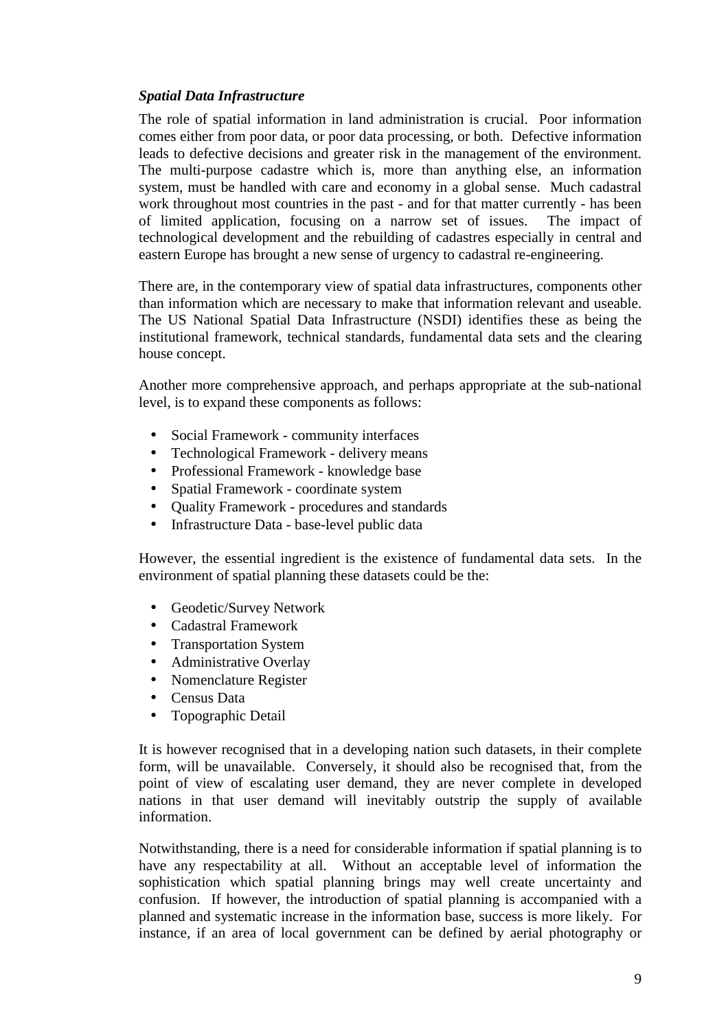***Spatial Data Infrastructure***

The role of spatial information in land administration is crucial. Poor information comes either from poor data, or poor data processing, or both. Defective information leads to defective decisions and greater risk in the management of the environment. The multi-purpose cadastre which is, more than anything else, an information system, must be handled with care and economy in a global sense. Much cadastral work throughout most countries in the past - and for that matter currently - has been of limited application, focusing on a narrow set of issues. The impact of technological development and the rebuilding of cadastres especially in central and eastern Europe has brought a new sense of urgency to cadastral re-engineering.

There are, in the contemporary view of spatial data infrastructures, components other than information which are necessary to make that information relevant and useable. The US National Spatial Data Infrastructure (NSDI) identifies these as being the institutional framework, technical standards, fundamental data sets and the clearing house concept.

Another more comprehensive approach, and perhaps appropriate at the sub-national level, is to expand these components as follows:

- Social Framework - community interfaces
- Technological Framework - delivery means
- Professional Framework - knowledge base
- Spatial Framework - coordinate system
- Quality Framework - procedures and standards
- Infrastructure Data - base-level public data

However, the essential ingredient is the existence of fundamental data sets. In the environment of spatial planning these datasets could be the:

- Geodetic/Survey Network
- Cadastral Framework
- Transportation System
- Administrative Overlay
- Nomenclature Register
- Census Data
- Topographic Detail

It is however recognised that in a developing nation such datasets, in their complete form, will be unavailable. Conversely, it should also be recognised that, from the point of view of escalating user demand, they are never complete in developed nations in that user demand will inevitably outstrip the supply of available information.

Notwithstanding, there is a need for considerable information if spatial planning is to have any respectability at all. Without an acceptable level of information the sophistication which spatial planning brings may well create uncertainty and confusion. If however, the introduction of spatial planning is accompanied with a planned and systematic increase in the information base, success is more likely. For instance, if an area of local government can be defined by aerial photography or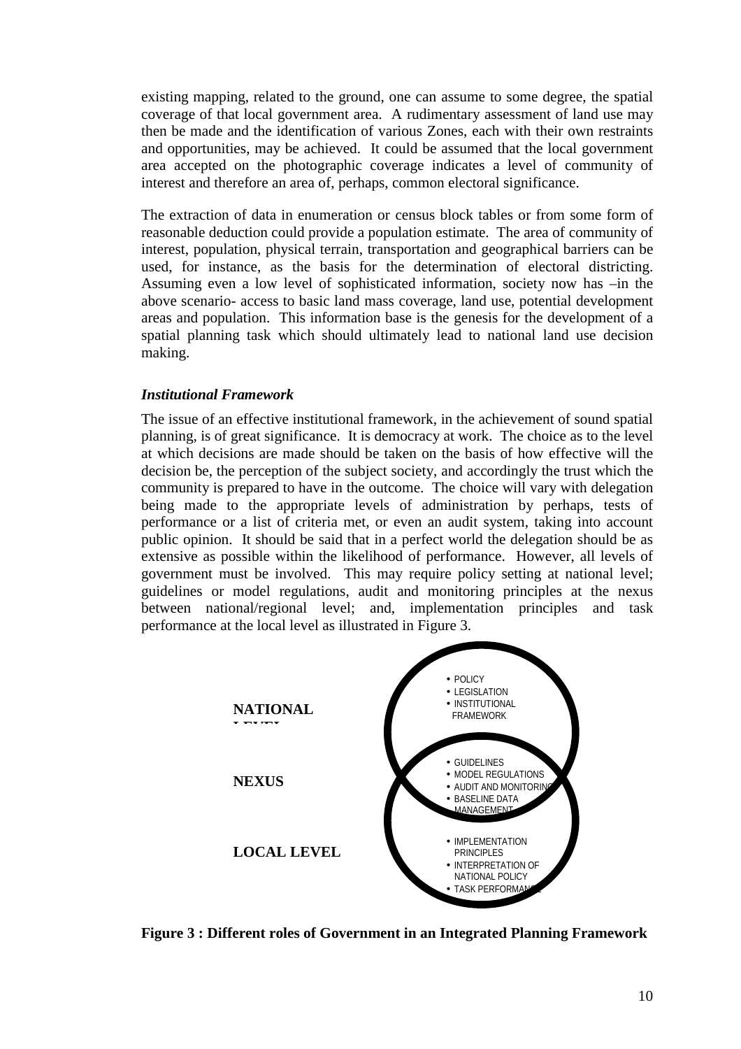existing mapping, related to the ground, one can assume to some degree, the spatial coverage of that local government area. A rudimentary assessment of land use may then be made and the identification of various Zones, each with their own restraints and opportunities, may be achieved. It could be assumed that the local government area accepted on the photographic coverage indicates a level of community of interest and therefore an area of, perhaps, common electoral significance.

The extraction of data in enumeration or census block tables or from some form of reasonable deduction could provide a population estimate. The area of community of interest, population, physical terrain, transportation and geographical barriers can be used, for instance, as the basis for the determination of electoral districting. Assuming even a low level of sophisticated information, society now has –in the above scenario- access to basic land mass coverage, land use, potential development areas and population. This information base is the genesis for the development of a spatial planning task which should ultimately lead to national land use decision making.

### *Institutional Framework*

The issue of an effective institutional framework, in the achievement of sound spatial planning, is of great significance. It is democracy at work. The choice as to the level at which decisions are made should be taken on the basis of how effective will the decision be, the perception of the subject society, and accordingly the trust which the community is prepared to have in the outcome. The choice will vary with delegation being made to the appropriate levels of administration by perhaps, tests of performance or a list of criteria met, or even an audit system, taking into account public opinion. It should be said that in a perfect world the delegation should be as extensive as possible within the likelihood of performance. However, all levels of government must be involved. This may require policy setting at national level; guidelines or model regulations, audit and monitoring principles at the nexus between national/regional level; and, implementation principles and task performance at the local level as illustrated in Figure 3.

| | |
|---|---|
| **NATIONAL LEVEL** | • POLICY<br>• LEGISLATION<br>• INSTITUTIONAL FRAMEWORK |
| **NEXUS** | • GUIDELINES<br>• MODEL REGULATIONS<br>• AUDIT AND MONITORING<br>• BASELINE DATA MANAGEMENT |
| **LOCAL LEVEL** | • IMPLEMENTATION PRINCIPLES<br>• INTERPRETATION OF NATIONAL POLICY<br>• TASK PERFORMANCE |

**Figure 3 : Different roles of Government in an Integrated Planning Framework**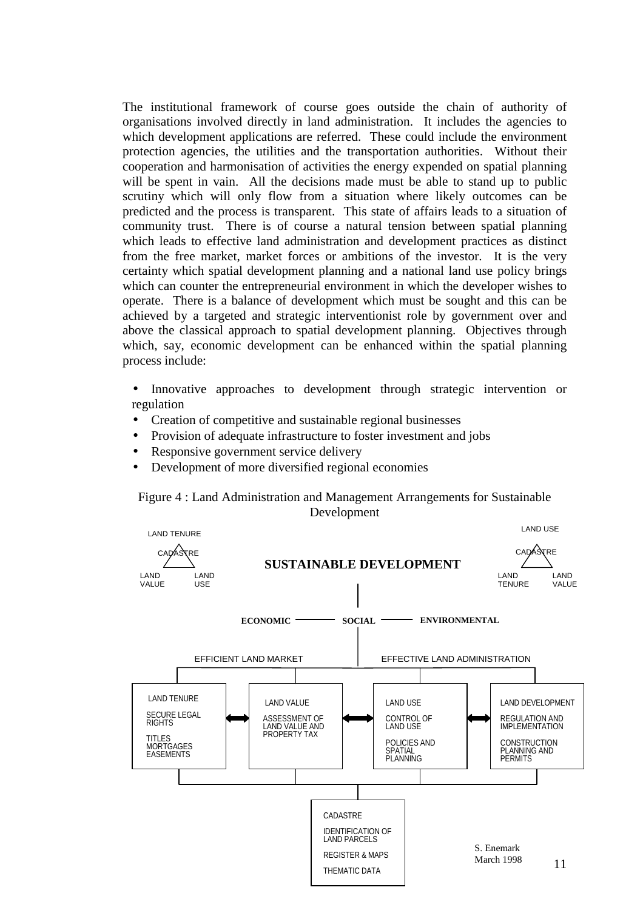The institutional framework of course goes outside the chain of authority of organisations involved directly in land administration. It includes the agencies to which development applications are referred. These could include the environment protection agencies, the utilities and the transportation authorities. Without their cooperation and harmonisation of activities the energy expended on spatial planning will be spent in vain. All the decisions made must be able to stand up to public scrutiny which will only flow from a situation where likely outcomes can be predicted and the process is transparent. This state of affairs leads to a situation of community trust. There is of course a natural tension between spatial planning which leads to effective land administration and development practices as distinct from the free market, market forces or ambitions of the investor. It is the very certainty which spatial development planning and a national land use policy brings which can counter the entrepreneurial environment in which the developer wishes to operate. There is a balance of development which must be sought and this can be achieved by a targeted and strategic interventionist role by government over and above the classical approach to spatial development planning. Objectives through which, say, economic development can be enhanced within the spatial planning process include:

- Innovative approaches to development through strategic intervention or regulation
- Creation of competitive and sustainable regional businesses
- Provision of adequate infrastructure to foster investment and jobs
- Responsive government service delivery
- Development of more diversified regional economies

Figure 4 : Land Administration and Management Arrangements for Sustainable Development

LAND TENURE / CADASTRE / LAND VALUE / LAND USE

LAND USE / CADASTRE / LAND TENURE / LAND VALUE

**SUSTAINABLE DEVELOPMENT**

**ECONOMIC** — **SOCIAL** — **ENVIRONMENTAL**

EFFICIENT LAND MARKET | EFFECTIVE LAND ADMINISTRATION

| LAND TENURE | LAND VALUE | LAND USE | LAND DEVELOPMENT |
|---|---|---|---|
| SECURE LEGAL RIGHTS | ASSESSMENT OF LAND VALUE AND PROPERTY TAX | CONTROL OF LAND USE | REGULATION AND IMPLEMENTATION |
| TITLES MORTGAGES EASEMENTS | | POLICIES AND SPATIAL PLANNING | CONSTRUCTION PLANNING AND PERMITS |

CADASTRE

IDENTIFICATION OF LAND PARCELS

REGISTER & MAPS

THEMATIC DATA

S. Enemark
March 1998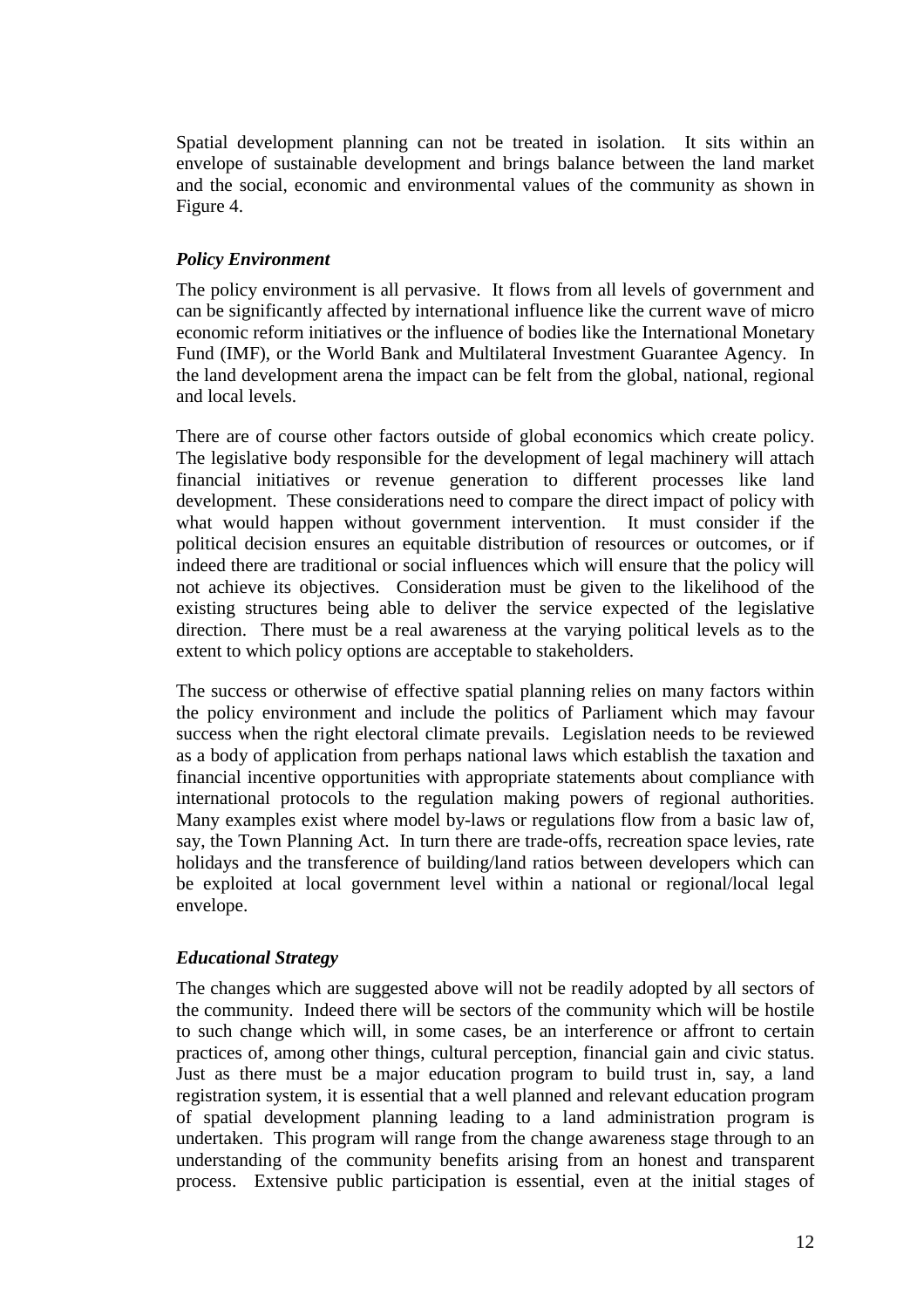Spatial development planning can not be treated in isolation. It sits within an envelope of sustainable development and brings balance between the land market and the social, economic and environmental values of the community as shown in Figure 4.

### *Policy Environment*

The policy environment is all pervasive. It flows from all levels of government and can be significantly affected by international influence like the current wave of micro economic reform initiatives or the influence of bodies like the International Monetary Fund (IMF), or the World Bank and Multilateral Investment Guarantee Agency. In the land development arena the impact can be felt from the global, national, regional and local levels.

There are of course other factors outside of global economics which create policy. The legislative body responsible for the development of legal machinery will attach financial initiatives or revenue generation to different processes like land development. These considerations need to compare the direct impact of policy with what would happen without government intervention. It must consider if the political decision ensures an equitable distribution of resources or outcomes, or if indeed there are traditional or social influences which will ensure that the policy will not achieve its objectives. Consideration must be given to the likelihood of the existing structures being able to deliver the service expected of the legislative direction. There must be a real awareness at the varying political levels as to the extent to which policy options are acceptable to stakeholders.

The success or otherwise of effective spatial planning relies on many factors within the policy environment and include the politics of Parliament which may favour success when the right electoral climate prevails. Legislation needs to be reviewed as a body of application from perhaps national laws which establish the taxation and financial incentive opportunities with appropriate statements about compliance with international protocols to the regulation making powers of regional authorities. Many examples exist where model by-laws or regulations flow from a basic law of, say, the Town Planning Act. In turn there are trade-offs, recreation space levies, rate holidays and the transference of building/land ratios between developers which can be exploited at local government level within a national or regional/local legal envelope.

### *Educational Strategy*

The changes which are suggested above will not be readily adopted by all sectors of the community. Indeed there will be sectors of the community which will be hostile to such change which will, in some cases, be an interference or affront to certain practices of, among other things, cultural perception, financial gain and civic status. Just as there must be a major education program to build trust in, say, a land registration system, it is essential that a well planned and relevant education program of spatial development planning leading to a land administration program is undertaken. This program will range from the change awareness stage through to an understanding of the community benefits arising from an honest and transparent process. Extensive public participation is essential, even at the initial stages of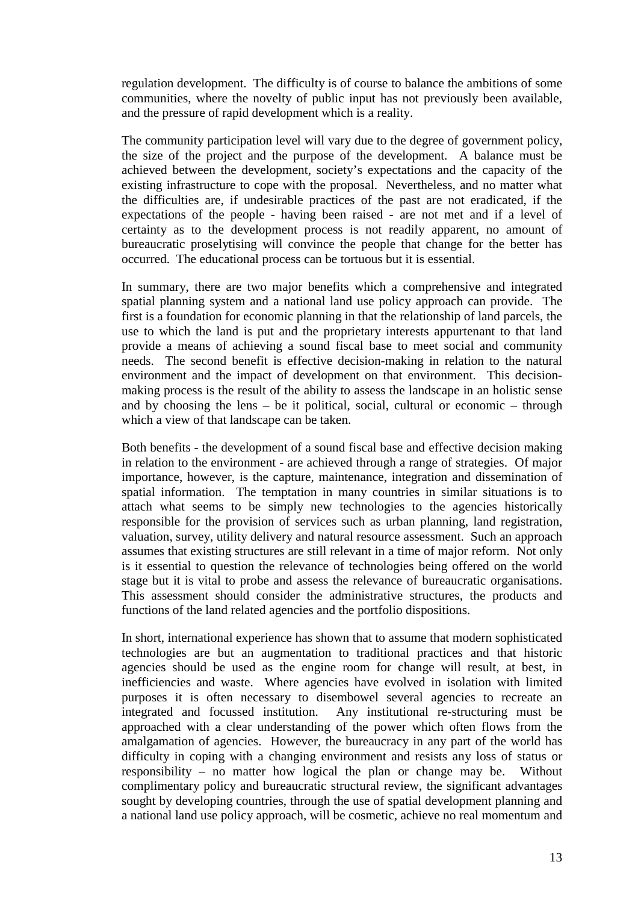regulation development. The difficulty is of course to balance the ambitions of some communities, where the novelty of public input has not previously been available, and the pressure of rapid development which is a reality.

The community participation level will vary due to the degree of government policy, the size of the project and the purpose of the development. A balance must be achieved between the development, society's expectations and the capacity of the existing infrastructure to cope with the proposal. Nevertheless, and no matter what the difficulties are, if undesirable practices of the past are not eradicated, if the expectations of the people - having been raised - are not met and if a level of certainty as to the development process is not readily apparent, no amount of bureaucratic proselytising will convince the people that change for the better has occurred. The educational process can be tortuous but it is essential.

In summary, there are two major benefits which a comprehensive and integrated spatial planning system and a national land use policy approach can provide. The first is a foundation for economic planning in that the relationship of land parcels, the use to which the land is put and the proprietary interests appurtenant to that land provide a means of achieving a sound fiscal base to meet social and community needs. The second benefit is effective decision-making in relation to the natural environment and the impact of development on that environment. This decision-making process is the result of the ability to assess the landscape in an holistic sense and by choosing the lens – be it political, social, cultural or economic – through which a view of that landscape can be taken.

Both benefits - the development of a sound fiscal base and effective decision making in relation to the environment - are achieved through a range of strategies. Of major importance, however, is the capture, maintenance, integration and dissemination of spatial information. The temptation in many countries in similar situations is to attach what seems to be simply new technologies to the agencies historically responsible for the provision of services such as urban planning, land registration, valuation, survey, utility delivery and natural resource assessment. Such an approach assumes that existing structures are still relevant in a time of major reform. Not only is it essential to question the relevance of technologies being offered on the world stage but it is vital to probe and assess the relevance of bureaucratic organisations. This assessment should consider the administrative structures, the products and functions of the land related agencies and the portfolio dispositions.

In short, international experience has shown that to assume that modern sophisticated technologies are but an augmentation to traditional practices and that historic agencies should be used as the engine room for change will result, at best, in inefficiencies and waste. Where agencies have evolved in isolation with limited purposes it is often necessary to disembowel several agencies to recreate an integrated and focussed institution. Any institutional re-structuring must be approached with a clear understanding of the power which often flows from the amalgamation of agencies. However, the bureaucracy in any part of the world has difficulty in coping with a changing environment and resists any loss of status or responsibility – no matter how logical the plan or change may be. Without complimentary policy and bureaucratic structural review, the significant advantages sought by developing countries, through the use of spatial development planning and a national land use policy approach, will be cosmetic, achieve no real momentum and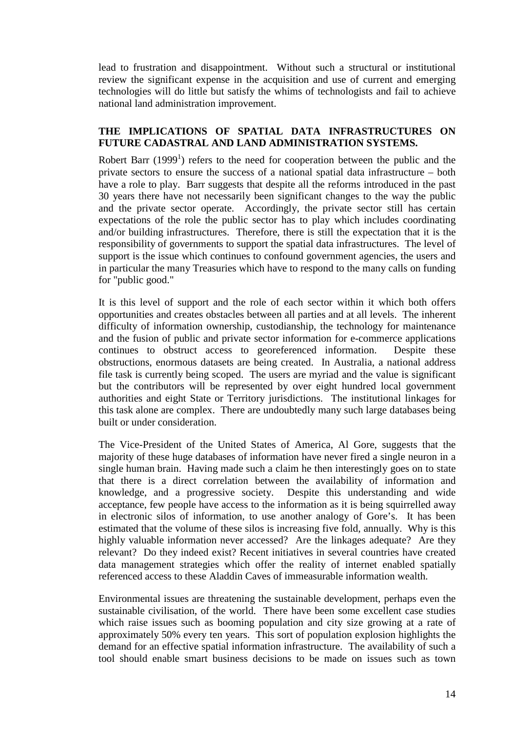lead to frustration and disappointment. Without such a structural or institutional review the significant expense in the acquisition and use of current and emerging technologies will do little but satisfy the whims of technologists and fail to achieve national land administration improvement.

## THE IMPLICATIONS OF SPATIAL DATA INFRASTRUCTURES ON FUTURE CADASTRAL AND LAND ADMINISTRATION SYSTEMS.

Robert Barr (1999[1]) refers to the need for cooperation between the public and the private sectors to ensure the success of a national spatial data infrastructure – both have a role to play. Barr suggests that despite all the reforms introduced in the past 30 years there have not necessarily been significant changes to the way the public and the private sector operate. Accordingly, the private sector still has certain expectations of the role the public sector has to play which includes coordinating and/or building infrastructures. Therefore, there is still the expectation that it is the responsibility of governments to support the spatial data infrastructures. The level of support is the issue which continues to confound government agencies, the users and in particular the many Treasuries which have to respond to the many calls on funding for "public good."

It is this level of support and the role of each sector within it which both offers opportunities and creates obstacles between all parties and at all levels. The inherent difficulty of information ownership, custodianship, the technology for maintenance and the fusion of public and private sector information for e-commerce applications continues to obstruct access to georeferenced information. Despite these obstructions, enormous datasets are being created. In Australia, a national address file task is currently being scoped. The users are myriad and the value is significant but the contributors will be represented by over eight hundred local government authorities and eight State or Territory jurisdictions. The institutional linkages for this task alone are complex. There are undoubtedly many such large databases being built or under consideration.

The Vice-President of the United States of America, Al Gore, suggests that the majority of these huge databases of information have never fired a single neuron in a single human brain. Having made such a claim he then interestingly goes on to state that there is a direct correlation between the availability of information and knowledge, and a progressive society. Despite this understanding and wide acceptance, few people have access to the information as it is being squirrelled away in electronic silos of information, to use another analogy of Gore's. It has been estimated that the volume of these silos is increasing five fold, annually. Why is this highly valuable information never accessed? Are the linkages adequate? Are they relevant? Do they indeed exist? Recent initiatives in several countries have created data management strategies which offer the reality of internet enabled spatially referenced access to these Aladdin Caves of immeasurable information wealth.

Environmental issues are threatening the sustainable development, perhaps even the sustainable civilisation, of the world. There have been some excellent case studies which raise issues such as booming population and city size growing at a rate of approximately 50% every ten years. This sort of population explosion highlights the demand for an effective spatial information infrastructure. The availability of such a tool should enable smart business decisions to be made on issues such as town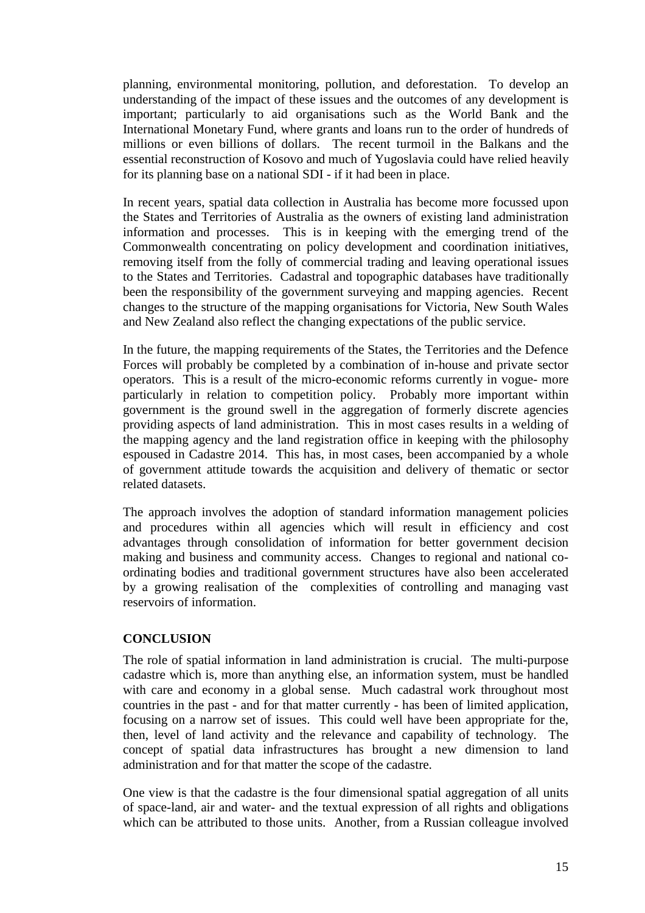planning, environmental monitoring, pollution, and deforestation. To develop an understanding of the impact of these issues and the outcomes of any development is important; particularly to aid organisations such as the World Bank and the International Monetary Fund, where grants and loans run to the order of hundreds of millions or even billions of dollars. The recent turmoil in the Balkans and the essential reconstruction of Kosovo and much of Yugoslavia could have relied heavily for its planning base on a national SDI - if it had been in place.

In recent years, spatial data collection in Australia has become more focussed upon the States and Territories of Australia as the owners of existing land administration information and processes. This is in keeping with the emerging trend of the Commonwealth concentrating on policy development and coordination initiatives, removing itself from the folly of commercial trading and leaving operational issues to the States and Territories. Cadastral and topographic databases have traditionally been the responsibility of the government surveying and mapping agencies. Recent changes to the structure of the mapping organisations for Victoria, New South Wales and New Zealand also reflect the changing expectations of the public service.

In the future, the mapping requirements of the States, the Territories and the Defence Forces will probably be completed by a combination of in-house and private sector operators. This is a result of the micro-economic reforms currently in vogue- more particularly in relation to competition policy. Probably more important within government is the ground swell in the aggregation of formerly discrete agencies providing aspects of land administration. This in most cases results in a welding of the mapping agency and the land registration office in keeping with the philosophy espoused in Cadastre 2014. This has, in most cases, been accompanied by a whole of government attitude towards the acquisition and delivery of thematic or sector related datasets.

The approach involves the adoption of standard information management policies and procedures within all agencies which will result in efficiency and cost advantages through consolidation of information for better government decision making and business and community access. Changes to regional and national co-ordinating bodies and traditional government structures have also been accelerated by a growing realisation of the complexities of controlling and managing vast reservoirs of information.

## CONCLUSION

The role of spatial information in land administration is crucial. The multi-purpose cadastre which is, more than anything else, an information system, must be handled with care and economy in a global sense. Much cadastral work throughout most countries in the past - and for that matter currently - has been of limited application, focusing on a narrow set of issues. This could well have been appropriate for the, then, level of land activity and the relevance and capability of technology. The concept of spatial data infrastructures has brought a new dimension to land administration and for that matter the scope of the cadastre.

One view is that the cadastre is the four dimensional spatial aggregation of all units of space-land, air and water- and the textual expression of all rights and obligations which can be attributed to those units. Another, from a Russian colleague involved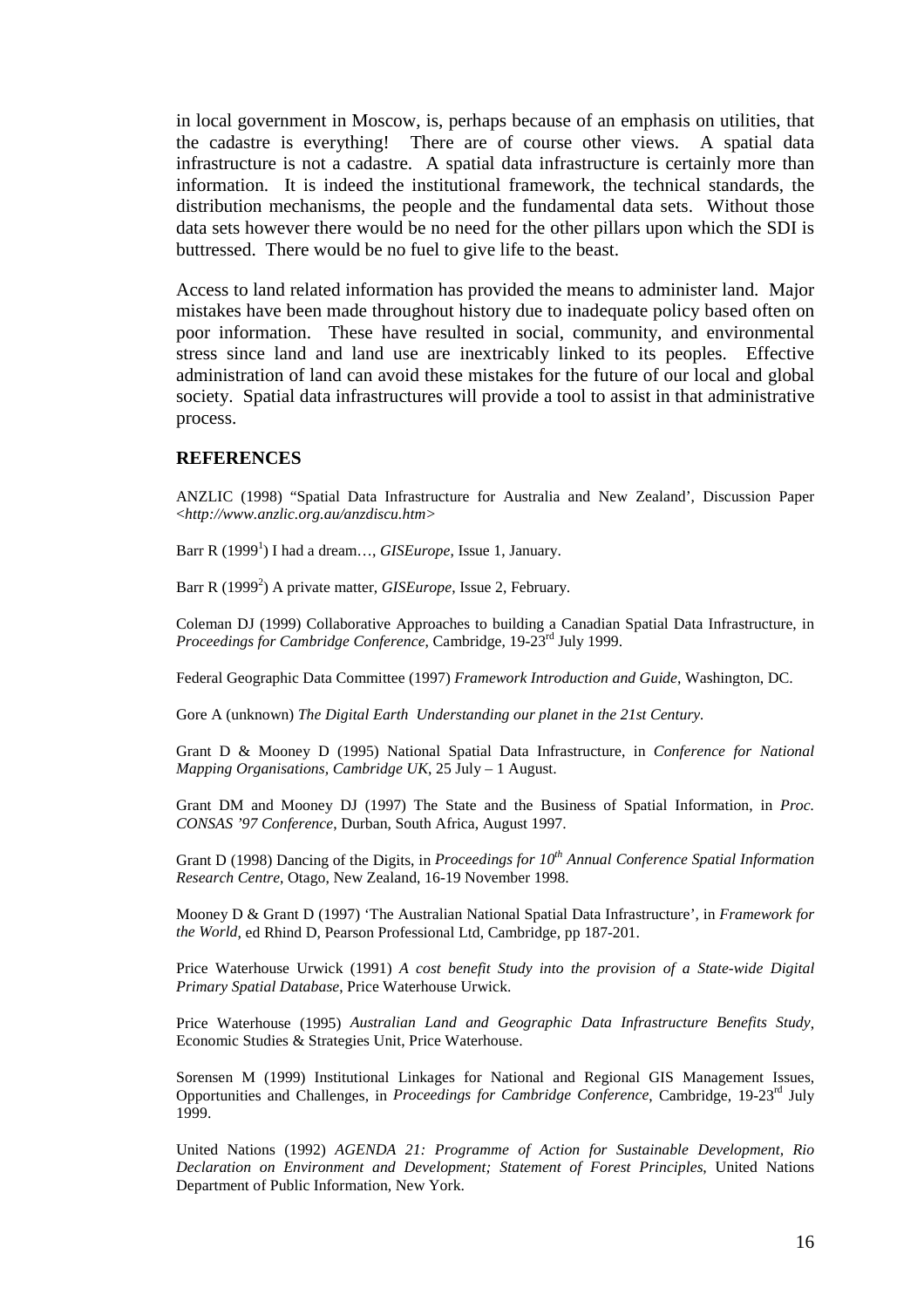in local government in Moscow, is, perhaps because of an emphasis on utilities, that the cadastre is everything! There are of course other views. A spatial data infrastructure is not a cadastre. A spatial data infrastructure is certainly more than information. It is indeed the institutional framework, the technical standards, the distribution mechanisms, the people and the fundamental data sets. Without those data sets however there would be no need for the other pillars upon which the SDI is buttressed. There would be no fuel to give life to the beast.

Access to land related information has provided the means to administer land. Major mistakes have been made throughout history due to inadequate policy based often on poor information. These have resulted in social, community, and environmental stress since land and land use are inextricably linked to its peoples. Effective administration of land can avoid these mistakes for the future of our local and global society. Spatial data infrastructures will provide a tool to assist in that administrative process.

## REFERENCES

ANZLIC (1998) "Spatial Data Infrastructure for Australia and New Zealand', Discussion Paper <*http://www.anzlic.org.au/anzdiscu.htm*>

Barr R (1999[1]) I had a dream…, *GISEurope*, Issue 1, January.

Barr R (1999[2]) A private matter, *GISEurope*, Issue 2, February.

Coleman DJ (1999) Collaborative Approaches to building a Canadian Spatial Data Infrastructure, in *Proceedings for Cambridge Conference*, Cambridge, 19-23rd July 1999.

Federal Geographic Data Committee (1997) *Framework Introduction and Guide*, Washington, DC.

Gore A (unknown) *The Digital Earth Understanding our planet in the 21st Century.*

Grant D & Mooney D (1995) National Spatial Data Infrastructure, in *Conference for National Mapping Organisations, Cambridge UK*, 25 July – 1 August.

Grant DM and Mooney DJ (1997) The State and the Business of Spatial Information, in *Proc. CONSAS '97 Conference*, Durban, South Africa, August 1997.

Grant D (1998) Dancing of the Digits, in *Proceedings for 10th Annual Conference Spatial Information Research Centre*, Otago, New Zealand, 16-19 November 1998.

Mooney D & Grant D (1997) 'The Australian National Spatial Data Infrastructure', in *Framework for the World*, ed Rhind D, Pearson Professional Ltd, Cambridge, pp 187-201.

Price Waterhouse Urwick (1991) *A cost benefit Study into the provision of a State-wide Digital Primary Spatial Database*, Price Waterhouse Urwick.

Price Waterhouse (1995) *Australian Land and Geographic Data Infrastructure Benefits Study*, Economic Studies & Strategies Unit, Price Waterhouse.

Sorensen M (1999) Institutional Linkages for National and Regional GIS Management Issues, Opportunities and Challenges, in *Proceedings for Cambridge Conference*, Cambridge, 19-23rd July 1999.

United Nations (1992) *AGENDA 21: Programme of Action for Sustainable Development, Rio Declaration on Environment and Development; Statement of Forest Principles*, United Nations Department of Public Information, New York.